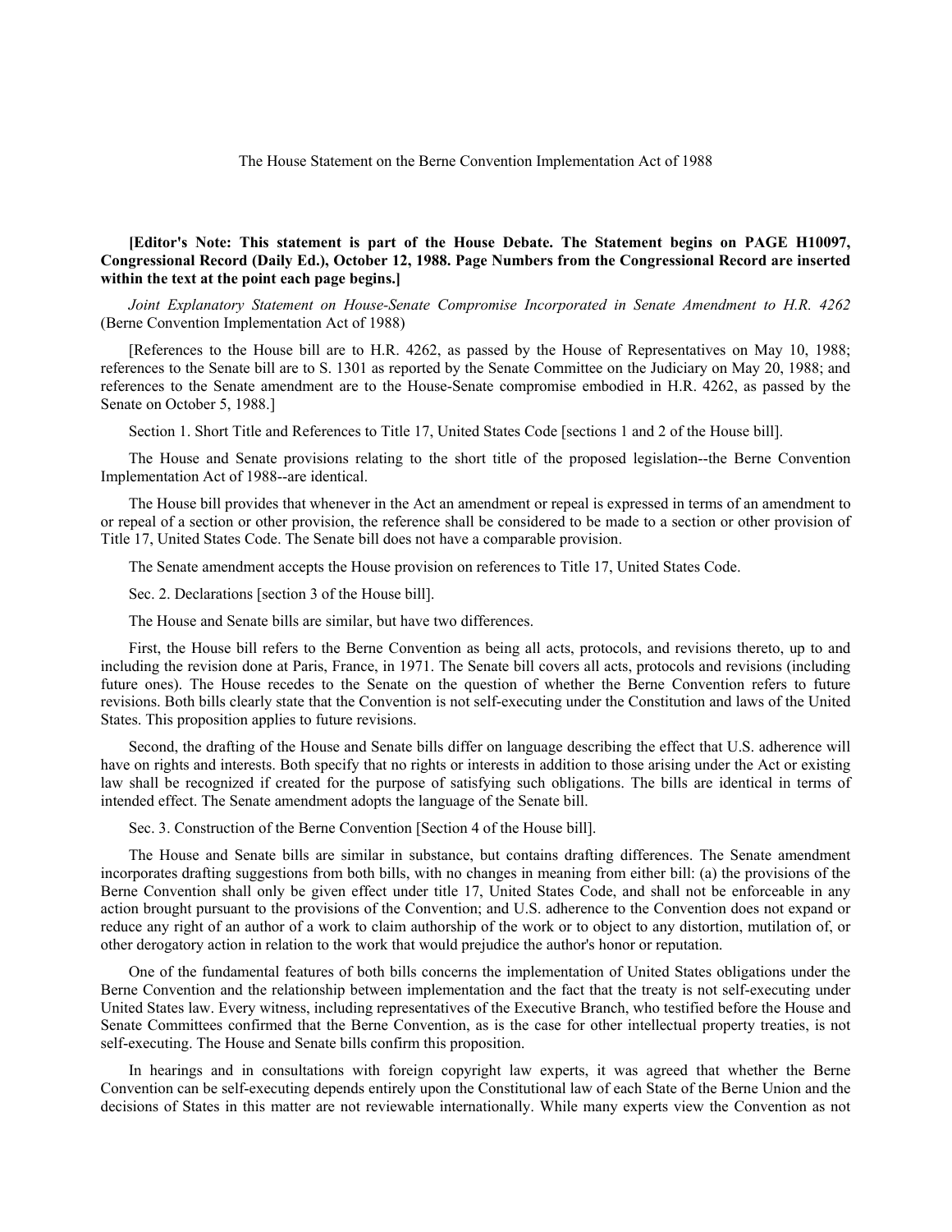# The House Statement on the Berne Convention Implementation Act of 1988

**[Editor's Note: This statement is part of the House Debate. The Statement begins on PAGE H10097, Congressional Record (Daily Ed.), October 12, 1988. Page Numbers from the Congressional Record are inserted within the text at the point each page begins.]**

*Joint Explanatory Statement on House-Senate Compromise Incorporated in Senate Amendment to H.R. 4262* (Berne Convention Implementation Act of 1988)

[References to the House bill are to H.R. 4262, as passed by the House of Representatives on May 10, 1988; references to the Senate bill are to S. 1301 as reported by the Senate Committee on the Judiciary on May 20, 1988; and references to the Senate amendment are to the House-Senate compromise embodied in H.R. 4262, as passed by the Senate on October 5, 1988.]

Section 1. Short Title and References to Title 17, United States Code [sections 1 and 2 of the House bill].

The House and Senate provisions relating to the short title of the proposed legislation--the Berne Convention Implementation Act of 1988--are identical.

The House bill provides that whenever in the Act an amendment or repeal is expressed in terms of an amendment to or repeal of a section or other provision, the reference shall be considered to be made to a section or other provision of Title 17, United States Code. The Senate bill does not have a comparable provision.

The Senate amendment accepts the House provision on references to Title 17, United States Code.

Sec. 2. Declarations [section 3 of the House bill].

The House and Senate bills are similar, but have two differences.

First, the House bill refers to the Berne Convention as being all acts, protocols, and revisions thereto, up to and including the revision done at Paris, France, in 1971. The Senate bill covers all acts, protocols and revisions (including future ones). The House recedes to the Senate on the question of whether the Berne Convention refers to future revisions. Both bills clearly state that the Convention is not self-executing under the Constitution and laws of the United States. This proposition applies to future revisions.

Second, the drafting of the House and Senate bills differ on language describing the effect that U.S. adherence will have on rights and interests. Both specify that no rights or interests in addition to those arising under the Act or existing law shall be recognized if created for the purpose of satisfying such obligations. The bills are identical in terms of intended effect. The Senate amendment adopts the language of the Senate bill.

Sec. 3. Construction of the Berne Convention [Section 4 of the House bill].

The House and Senate bills are similar in substance, but contains drafting differences. The Senate amendment incorporates drafting suggestions from both bills, with no changes in meaning from either bill: (a) the provisions of the Berne Convention shall only be given effect under title 17, United States Code, and shall not be enforceable in any action brought pursuant to the provisions of the Convention; and U.S. adherence to the Convention does not expand or reduce any right of an author of a work to claim authorship of the work or to object to any distortion, mutilation of, or other derogatory action in relation to the work that would prejudice the author's honor or reputation.

One of the fundamental features of both bills concerns the implementation of United States obligations under the Berne Convention and the relationship between implementation and the fact that the treaty is not self-executing under United States law. Every witness, including representatives of the Executive Branch, who testified before the House and Senate Committees confirmed that the Berne Convention, as is the case for other intellectual property treaties, is not self-executing. The House and Senate bills confirm this proposition.

In hearings and in consultations with foreign copyright law experts, it was agreed that whether the Berne Convention can be self-executing depends entirely upon the Constitutional law of each State of the Berne Union and the decisions of States in this matter are not reviewable internationally. While many experts view the Convention as not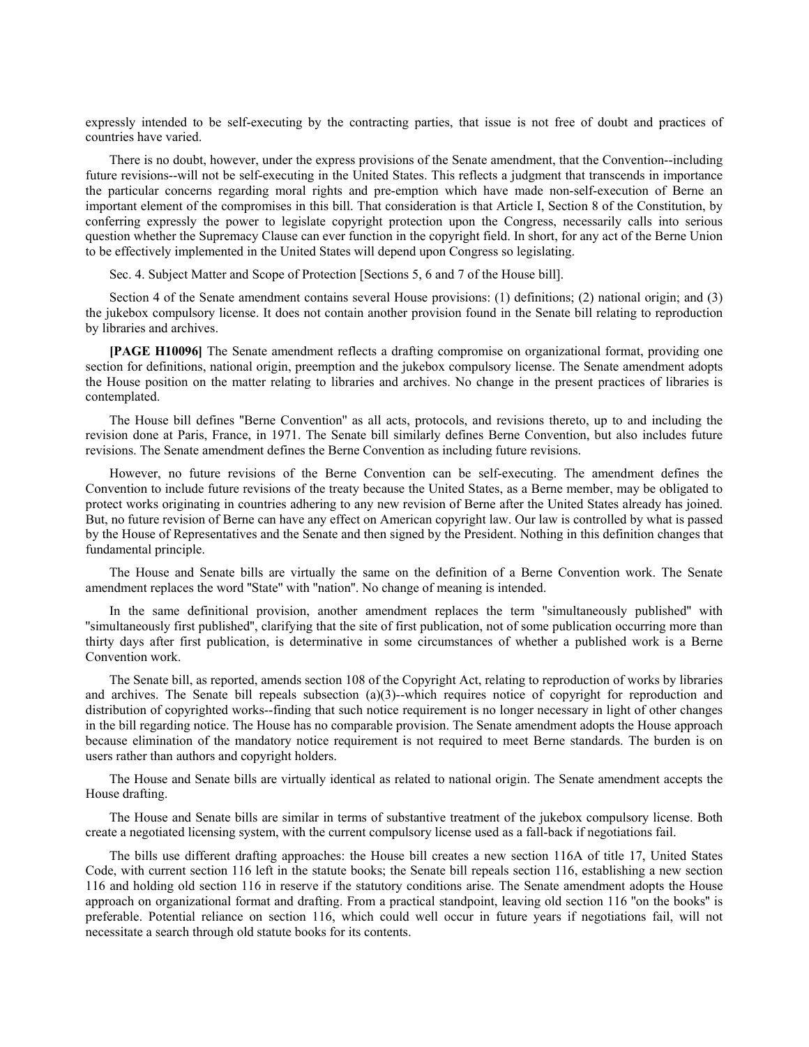expressly intended to be self-executing by the contracting parties, that issue is not free of doubt and practices of countries have varied.

There is no doubt, however, under the express provisions of the Senate amendment, that the Convention--including future revisions--will not be self-executing in the United States. This reflects a judgment that transcends in importance the particular concerns regarding moral rights and pre-emption which have made non-self-execution of Berne an important element of the compromises in this bill. That consideration is that Article I, Section 8 of the Constitution, by conferring expressly the power to legislate copyright protection upon the Congress, necessarily calls into serious question whether the Supremacy Clause can ever function in the copyright field. In short, for any act of the Berne Union to be effectively implemented in the United States will depend upon Congress so legislating.

Sec. 4. Subject Matter and Scope of Protection [Sections 5, 6 and 7 of the House bill].

Section 4 of the Senate amendment contains several House provisions: (1) definitions; (2) national origin; and (3) the jukebox compulsory license. It does not contain another provision found in the Senate bill relating to reproduction by libraries and archives.

**[PAGE H10096]** The Senate amendment reflects a drafting compromise on organizational format, providing one section for definitions, national origin, preemption and the jukebox compulsory license. The Senate amendment adopts the House position on the matter relating to libraries and archives. No change in the present practices of libraries is contemplated.

The House bill defines "Berne Convention" as all acts, protocols, and revisions thereto, up to and including the revision done at Paris, France, in 1971. The Senate bill similarly defines Berne Convention, but also includes future revisions. The Senate amendment defines the Berne Convention as including future revisions.

However, no future revisions of the Berne Convention can be self-executing. The amendment defines the Convention to include future revisions of the treaty because the United States, as a Berne member, may be obligated to protect works originating in countries adhering to any new revision of Berne after the United States already has joined. But, no future revision of Berne can have any effect on American copyright law. Our law is controlled by what is passed by the House of Representatives and the Senate and then signed by the President. Nothing in this definition changes that fundamental principle.

The House and Senate bills are virtually the same on the definition of a Berne Convention work. The Senate amendment replaces the word "State" with "nation". No change of meaning is intended.

In the same definitional provision, another amendment replaces the term "simultaneously published" with "simultaneously first published", clarifying that the site of first publication, not of some publication occurring more than thirty days after first publication, is determinative in some circumstances of whether a published work is a Berne Convention work.

The Senate bill, as reported, amends section 108 of the Copyright Act, relating to reproduction of works by libraries and archives. The Senate bill repeals subsection (a)(3)--which requires notice of copyright for reproduction and distribution of copyrighted works--finding that such notice requirement is no longer necessary in light of other changes in the bill regarding notice. The House has no comparable provision. The Senate amendment adopts the House approach because elimination of the mandatory notice requirement is not required to meet Berne standards. The burden is on users rather than authors and copyright holders.

The House and Senate bills are virtually identical as related to national origin. The Senate amendment accepts the House drafting.

The House and Senate bills are similar in terms of substantive treatment of the jukebox compulsory license. Both create a negotiated licensing system, with the current compulsory license used as a fall-back if negotiations fail.

The bills use different drafting approaches: the House bill creates a new section 116A of title 17, United States Code, with current section 116 left in the statute books; the Senate bill repeals section 116, establishing a new section 116 and holding old section 116 in reserve if the statutory conditions arise. The Senate amendment adopts the House approach on organizational format and drafting. From a practical standpoint, leaving old section 116 "on the books" is preferable. Potential reliance on section 116, which could well occur in future years if negotiations fail, will not necessitate a search through old statute books for its contents.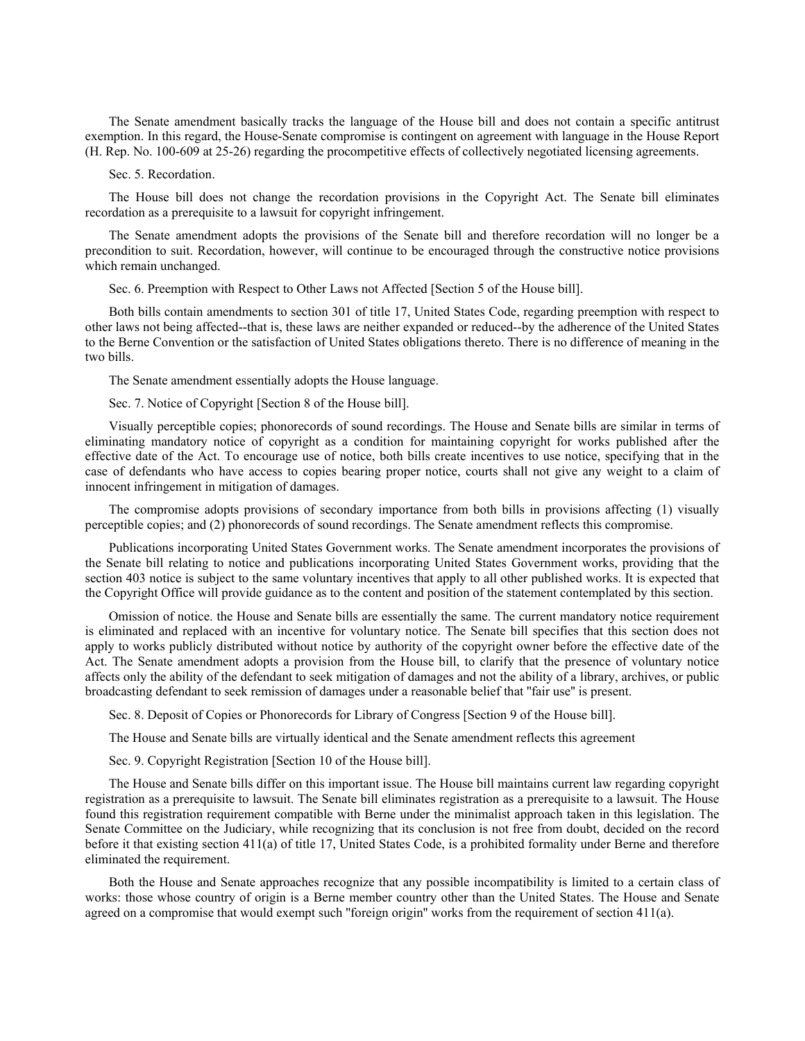The Senate amendment basically tracks the language of the House bill and does not contain a specific antitrust exemption. In this regard, the House-Senate compromise is contingent on agreement with language in the House Report (H. Rep. No. 100-609 at 25-26) regarding the procompetitive effects of collectively negotiated licensing agreements.

Sec. 5. Recordation.

The House bill does not change the recordation provisions in the Copyright Act. The Senate bill eliminates recordation as a prerequisite to a lawsuit for copyright infringement.

The Senate amendment adopts the provisions of the Senate bill and therefore recordation will no longer be a precondition to suit. Recordation, however, will continue to be encouraged through the constructive notice provisions which remain unchanged.

Sec. 6. Preemption with Respect to Other Laws not Affected [Section 5 of the House bill].

Both bills contain amendments to section 301 of title 17, United States Code, regarding preemption with respect to other laws not being affected--that is, these laws are neither expanded or reduced--by the adherence of the United States to the Berne Convention or the satisfaction of United States obligations thereto. There is no difference of meaning in the two bills.

The Senate amendment essentially adopts the House language.

Sec. 7. Notice of Copyright [Section 8 of the House bill].

Visually perceptible copies; phonorecords of sound recordings. The House and Senate bills are similar in terms of eliminating mandatory notice of copyright as a condition for maintaining copyright for works published after the effective date of the Act. To encourage use of notice, both bills create incentives to use notice, specifying that in the case of defendants who have access to copies bearing proper notice, courts shall not give any weight to a claim of innocent infringement in mitigation of damages.

The compromise adopts provisions of secondary importance from both bills in provisions affecting (1) visually perceptible copies; and (2) phonorecords of sound recordings. The Senate amendment reflects this compromise.

Publications incorporating United States Government works. The Senate amendment incorporates the provisions of the Senate bill relating to notice and publications incorporating United States Government works, providing that the section 403 notice is subject to the same voluntary incentives that apply to all other published works. It is expected that the Copyright Office will provide guidance as to the content and position of the statement contemplated by this section.

Omission of notice. the House and Senate bills are essentially the same. The current mandatory notice requirement is eliminated and replaced with an incentive for voluntary notice. The Senate bill specifies that this section does not apply to works publicly distributed without notice by authority of the copyright owner before the effective date of the Act. The Senate amendment adopts a provision from the House bill, to clarify that the presence of voluntary notice affects only the ability of the defendant to seek mitigation of damages and not the ability of a library, archives, or public broadcasting defendant to seek remission of damages under a reasonable belief that "fair use" is present.

Sec. 8. Deposit of Copies or Phonorecords for Library of Congress [Section 9 of the House bill].

The House and Senate bills are virtually identical and the Senate amendment reflects this agreement

Sec. 9. Copyright Registration [Section 10 of the House bill].

The House and Senate bills differ on this important issue. The House bill maintains current law regarding copyright registration as a prerequisite to lawsuit. The Senate bill eliminates registration as a prerequisite to a lawsuit. The House found this registration requirement compatible with Berne under the minimalist approach taken in this legislation. The Senate Committee on the Judiciary, while recognizing that its conclusion is not free from doubt, decided on the record before it that existing section 411(a) of title 17, United States Code, is a prohibited formality under Berne and therefore eliminated the requirement.

Both the House and Senate approaches recognize that any possible incompatibility is limited to a certain class of works: those whose country of origin is a Berne member country other than the United States. The House and Senate agreed on a compromise that would exempt such "foreign origin" works from the requirement of section 411(a).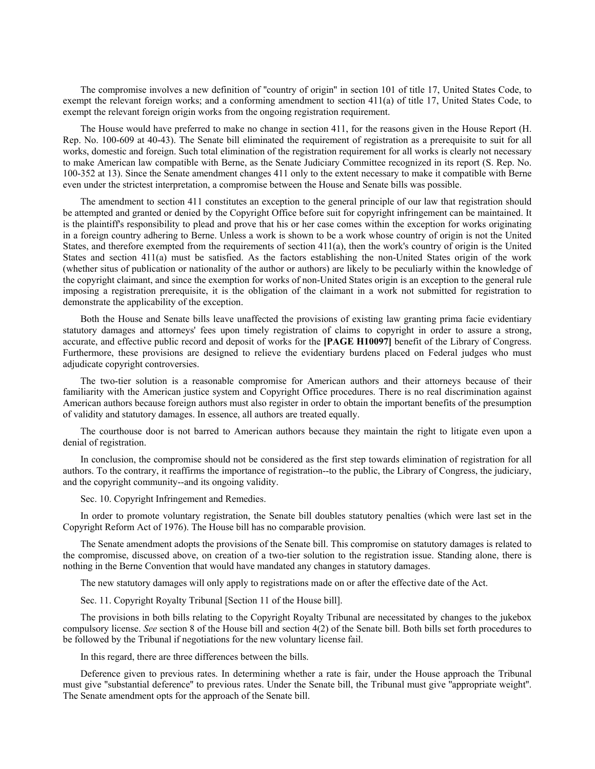The compromise involves a new definition of "country of origin" in section 101 of title 17, United States Code, to exempt the relevant foreign works; and a conforming amendment to section 411(a) of title 17, United States Code, to exempt the relevant foreign origin works from the ongoing registration requirement.

The House would have preferred to make no change in section 411, for the reasons given in the House Report (H. Rep. No. 100-609 at 40-43). The Senate bill eliminated the requirement of registration as a prerequisite to suit for all works, domestic and foreign. Such total elimination of the registration requirement for all works is clearly not necessary to make American law compatible with Berne, as the Senate Judiciary Committee recognized in its report (S. Rep. No. 100-352 at 13). Since the Senate amendment changes 411 only to the extent necessary to make it compatible with Berne even under the strictest interpretation, a compromise between the House and Senate bills was possible.

The amendment to section 411 constitutes an exception to the general principle of our law that registration should be attempted and granted or denied by the Copyright Office before suit for copyright infringement can be maintained. It is the plaintiff's responsibility to plead and prove that his or her case comes within the exception for works originating in a foreign country adhering to Berne. Unless a work is shown to be a work whose country of origin is not the United States, and therefore exempted from the requirements of section 411(a), then the work's country of origin is the United States and section 411(a) must be satisfied. As the factors establishing the non-United States origin of the work (whether situs of publication or nationality of the author or authors) are likely to be peculiarly within the knowledge of the copyright claimant, and since the exemption for works of non-United States origin is an exception to the general rule imposing a registration prerequisite, it is the obligation of the claimant in a work not submitted for registration to demonstrate the applicability of the exception.

Both the House and Senate bills leave unaffected the provisions of existing law granting prima facie evidentiary statutory damages and attorneys' fees upon timely registration of claims to copyright in order to assure a strong, accurate, and effective public record and deposit of works for the **[PAGE H10097]** benefit of the Library of Congress. Furthermore, these provisions are designed to relieve the evidentiary burdens placed on Federal judges who must adjudicate copyright controversies.

The two-tier solution is a reasonable compromise for American authors and their attorneys because of their familiarity with the American justice system and Copyright Office procedures. There is no real discrimination against American authors because foreign authors must also register in order to obtain the important benefits of the presumption of validity and statutory damages. In essence, all authors are treated equally.

The courthouse door is not barred to American authors because they maintain the right to litigate even upon a denial of registration.

In conclusion, the compromise should not be considered as the first step towards elimination of registration for all authors. To the contrary, it reaffirms the importance of registration--to the public, the Library of Congress, the judiciary, and the copyright community--and its ongoing validity.

Sec. 10. Copyright Infringement and Remedies.

In order to promote voluntary registration, the Senate bill doubles statutory penalties (which were last set in the Copyright Reform Act of 1976). The House bill has no comparable provision.

The Senate amendment adopts the provisions of the Senate bill. This compromise on statutory damages is related to the compromise, discussed above, on creation of a two-tier solution to the registration issue. Standing alone, there is nothing in the Berne Convention that would have mandated any changes in statutory damages.

The new statutory damages will only apply to registrations made on or after the effective date of the Act.

Sec. 11. Copyright Royalty Tribunal [Section 11 of the House bill].

The provisions in both bills relating to the Copyright Royalty Tribunal are necessitated by changes to the jukebox compulsory license. *See* section 8 of the House bill and section 4(2) of the Senate bill. Both bills set forth procedures to be followed by the Tribunal if negotiations for the new voluntary license fail.

In this regard, there are three differences between the bills.

Deference given to previous rates. In determining whether a rate is fair, under the House approach the Tribunal must give "substantial deference" to previous rates. Under the Senate bill, the Tribunal must give "appropriate weight". The Senate amendment opts for the approach of the Senate bill.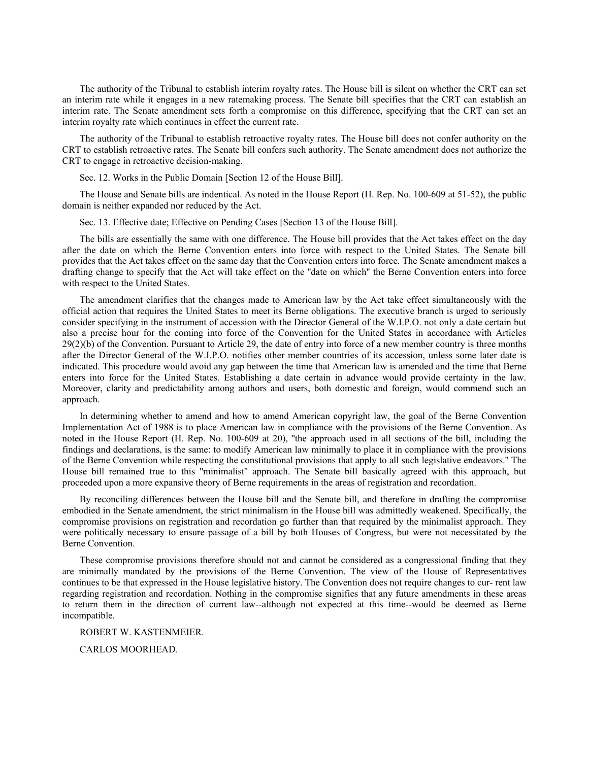The authority of the Tribunal to establish interim royalty rates. The House bill is silent on whether the CRT can set an interim rate while it engages in a new ratemaking process. The Senate bill specifies that the CRT can establish an interim rate. The Senate amendment sets forth a compromise on this difference, specifying that the CRT can set an interim royalty rate which continues in effect the current rate.

The authority of the Tribunal to establish retroactive royalty rates. The House bill does not confer authority on the CRT to establish retroactive rates. The Senate bill confers such authority. The Senate amendment does not authorize the CRT to engage in retroactive decision-making.

Sec. 12. Works in the Public Domain [Section 12 of the House Bill].

The House and Senate bills are indentical. As noted in the House Report (H. Rep. No. 100-609 at 51-52), the public domain is neither expanded nor reduced by the Act.

Sec. 13. Effective date; Effective on Pending Cases [Section 13 of the House Bill].

The bills are essentially the same with one difference. The House bill provides that the Act takes effect on the day after the date on which the Berne Convention enters into force with respect to the United States. The Senate bill provides that the Act takes effect on the same day that the Convention enters into force. The Senate amendment makes a drafting change to specify that the Act will take effect on the "date on which" the Berne Convention enters into force with respect to the United States.

The amendment clarifies that the changes made to American law by the Act take effect simultaneously with the official action that requires the United States to meet its Berne obligations. The executive branch is urged to seriously consider specifying in the instrument of accession with the Director General of the W.I.P.O. not only a date certain but also a precise hour for the coming into force of the Convention for the United States in accordance with Articles 29(2)(b) of the Convention. Pursuant to Article 29, the date of entry into force of a new member country is three months after the Director General of the W.I.P.O. notifies other member countries of its accession, unless some later date is indicated. This procedure would avoid any gap between the time that American law is amended and the time that Berne enters into force for the United States. Establishing a date certain in advance would provide certainty in the law. Moreover, clarity and predictability among authors and users, both domestic and foreign, would commend such an approach.

In determining whether to amend and how to amend American copyright law, the goal of the Berne Convention Implementation Act of 1988 is to place American law in compliance with the provisions of the Berne Convention. As noted in the House Report (H. Rep. No. 100-609 at 20), "the approach used in all sections of the bill, including the findings and declarations, is the same: to modify American law minimally to place it in compliance with the provisions of the Berne Convention while respecting the constitutional provisions that apply to all such legislative endeavors." The House bill remained true to this "minimalist" approach. The Senate bill basically agreed with this approach, but proceeded upon a more expansive theory of Berne requirements in the areas of registration and recordation.

By reconciling differences between the House bill and the Senate bill, and therefore in drafting the compromise embodied in the Senate amendment, the strict minimalism in the House bill was admittedly weakened. Specifically, the compromise provisions on registration and recordation go further than that required by the minimalist approach. They were politically necessary to ensure passage of a bill by both Houses of Congress, but were not necessitated by the Berne Convention.

These compromise provisions therefore should not and cannot be considered as a congressional finding that they are minimally mandated by the provisions of the Berne Convention. The view of the House of Representatives continues to be that expressed in the House legislative history. The Convention does not require changes to cur- rent law regarding registration and recordation. Nothing in the compromise signifies that any future amendments in these areas to return them in the direction of current law--although not expected at this time--would be deemed as Berne incompatible.

ROBERT W. KASTENMEIER.

CARLOS MOORHEAD.